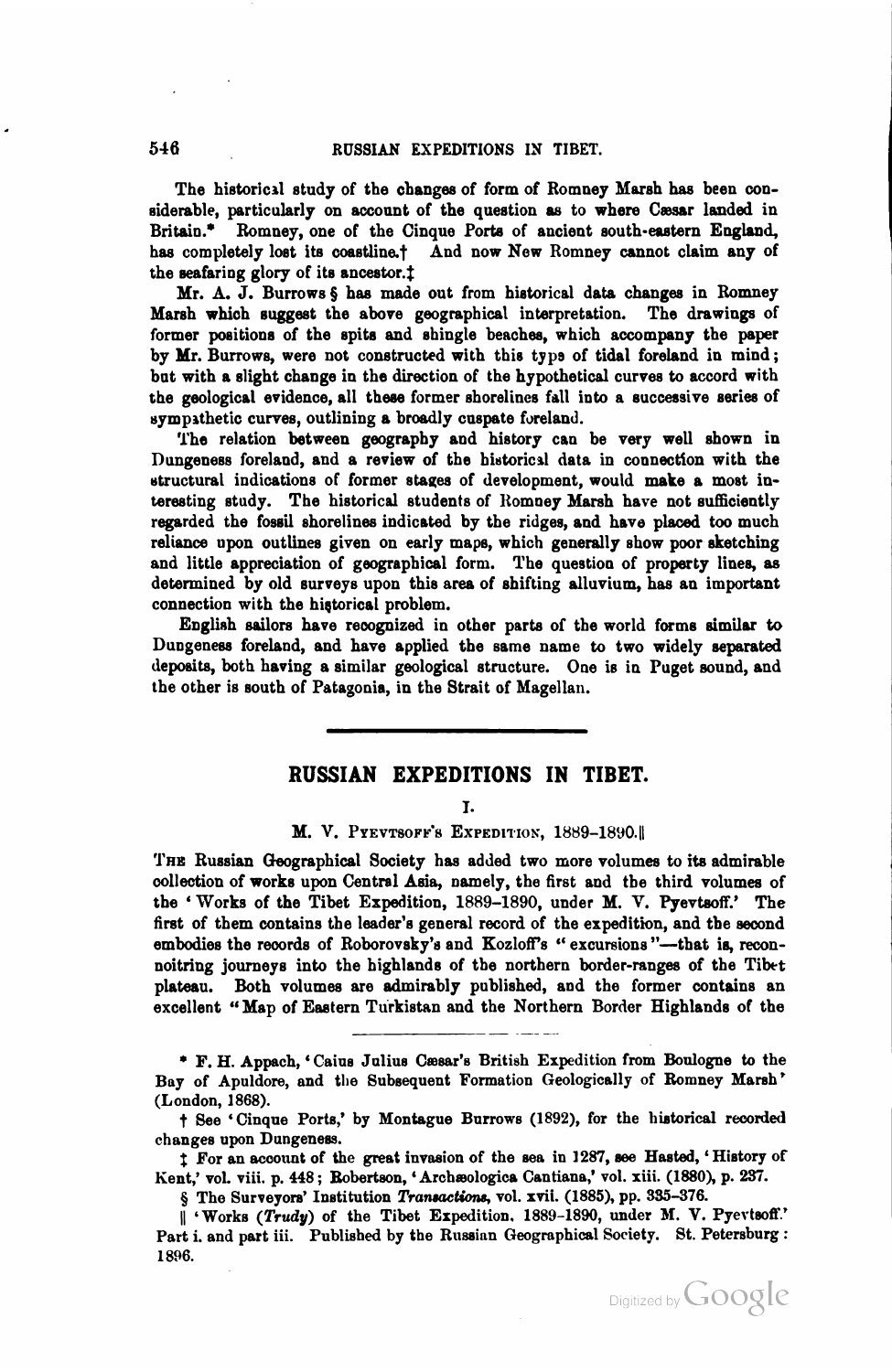The historical study of the changes of form of Romney Marsh has been considerable, particularly on account of the question as to where Cæsar landed in Britain.* Romney, one of the Cinque Ports of ancient south-eastern England, has completely lost its coastline.† And now New Romney cannot claim any of the seafaring glory of its ancestor.‡

Mr. A. J. Burrows § has made out from historical data changes in Romney Marsh which suggest the above geographical interpretation. The drawings of former positions of the spits and shingle beaches, which accompany the paper by Mr. Burrows, were not constructed with this type of tidal foreland in mind; but with a slight change in the direction of the hypothetical curves to accord with the geological evidence, all these former shorelines fall into a successive series of sympathetic curves, outlining a broadly cuspate foreland.

The relation between geography and history can be very well shown in Dungeness foreland, and a review of the historical data in connection with the structural indications of former stages of development, would make a most interesting study. The historical students of Romney Marsh have not sufficiently regarded the fossil shorelines indicated by the ridges, and have placed too much reliance upon outlines given on early maps, which generally show poor sketching and little appreciation of geographical form. The question of property lines, as determined by old surveys upon this area of shifting alluvium, has an important connection with the historical problem.

English sailors have recognized in other parts of the world forms similar to Dungeness foreland, and have applied the same name to two widely separated deposits, both having a similar geological structure. One is in Puget sound, and the other is south of Patagonia, in the Strait of Magellan.

---

## RUSSIAN EXPEDITIONS IN TIBET.

### I.

### M. V. Pyevtsoff's Expedition, 1889–1890.‖

The Russian Geographical Society has added two more volumes to its admirable collection of works upon Central Asia, namely, the first and the third volumes of the 'Works of the Tibet Expedition, 1889–1890, under M. V. Pyevtsoff.' The first of them contains the leader's general record of the expedition, and the second embodies the records of Roborovsky's and Kozloff's "excursions"—that is, reconnoitring journeys into the highlands of the northern border-ranges of the Tibet plateau. Both volumes are admirably published, and the former contains an excellent "Map of Eastern Turkistan and the Northern Border Highlands of the

---

\* F. H. Appach, 'Caius Julius Cæsar's British Expedition from Boulogne to the Bay of Apuldore, and the Subsequent Formation Geologically of Romney Marsh' (London, 1868).

† See 'Cinque Ports,' by Montague Burrows (1892), for the historical recorded changes upon Dungeness.

‡ For an account of the great invasion of the sea in 1287, see Hasted, 'History of Kent,' vol. viii. p. 448; Robertson, 'Archæologica Cantiana,' vol. xiii. (1880), p. 237.

§ The Surveyors' Institution *Transactions*, vol. xvii. (1885), pp. 335–376.

‖ 'Works (*Trudy*) of the Tibet Expedition, 1889–1890, under M. V. Pyevtsoff.' Part i. and part iii. Published by the Russian Geographical Society. St. Petersburg: 1896.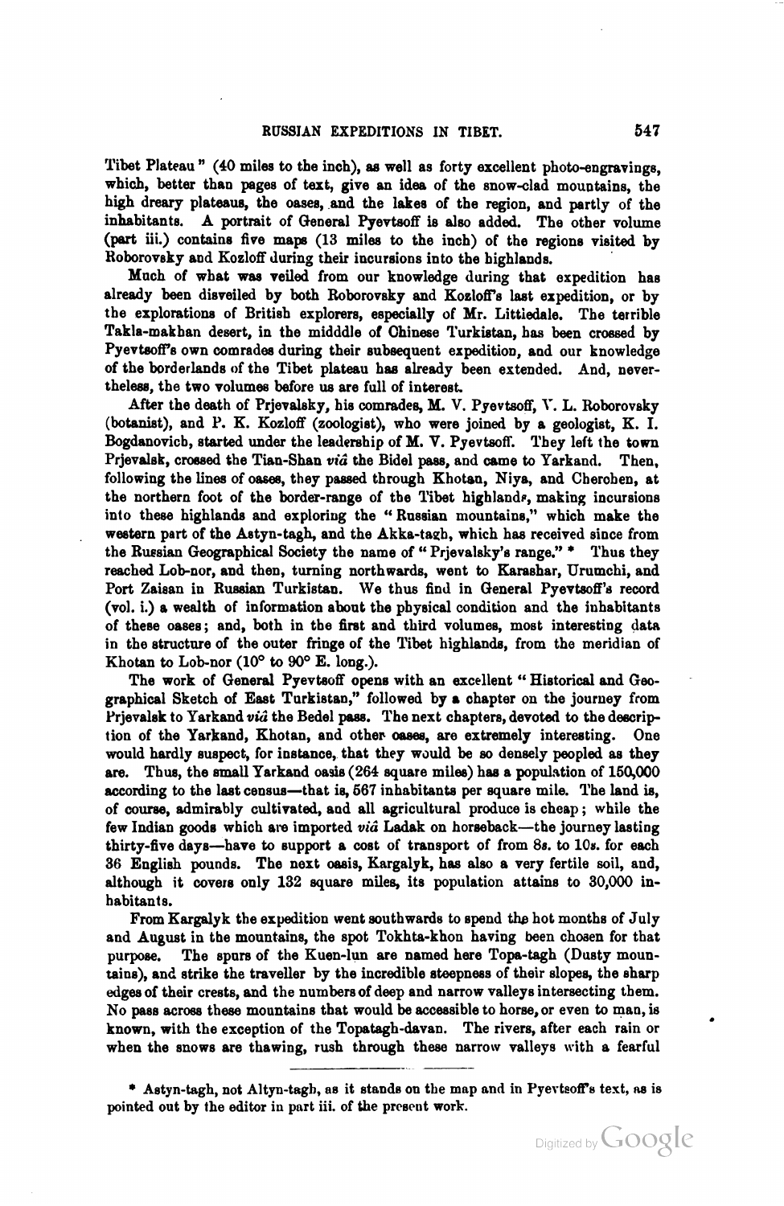Tibet Plateau" (40 miles to the inch), as well as forty excellent photo-engravings, which, better than pages of text, give an idea of the snow-clad mountains, the high dreary plateaus, the oases, and the lakes of the region, and partly of the inhabitants. A portrait of General Pyevtsoff is also added. The other volume (part iii.) contains five maps (13 miles to the inch) of the regions visited by Roborovsky and Kozloff during their incursions into the highlands.

Much of what was veiled from our knowledge during that expedition has already been disveiled by both Roborovsky and Kozloff's last expedition, or by the explorations of British explorers, especially of Mr. Littledale. The terrible Takla-makhan desert, in the midddle of Chinese Turkistan, has been crossed by Pyevtsoff's own comrades during their subsequent expedition, and our knowledge of the borderlands of the Tibet plateau has already been extended. And, nevertheless, the two volumes before us are full of interest.

After the death of Prjevalsky, his comrades, M. V. Pyevtsoff, V. L. Roborovsky (botanist), and P. K. Kozloff (zoologist), who were joined by a geologist, K. I. Bogdanovich, started under the leadership of M. V. Pyevtsoff. They left the town Prjevalsk, crossed the Tian-Shan *viâ* the Bidel pass, and came to Yarkand. Then, following the lines of oases, they passed through Khotan, Niya, and Cherchen, at the northern foot of the border-range of the Tibet highlands, making incursions into these highlands and exploring the "Russian mountains," which make the western part of the Astyn-tagh, and the Akka-tagh, which has received since from the Russian Geographical Society the name of "Prjevalsky's range." * Thus they reached Lob-nor, and then, turning northwards, went to Karashar, Urumchi, and Port Zaisan in Russian Turkistan. We thus find in General Pyevtsoff's record (vol. i.) a wealth of information about the physical condition and the inhabitants of these oases; and, both in the first and third volumes, most interesting data in the structure of the outer fringe of the Tibet highlands, from the meridian of Khotan to Lob-nor (10° to 90° E. long.).

The work of General Pyevtsoff opens with an excellent "Historical and Geographical Sketch of East Turkistan," followed by a chapter on the journey from Prjevalsk to Yarkand *viâ* the Bedel pass. The next chapters, devoted to the description of the Yarkand, Khotan, and other oases, are extremely interesting. One would hardly suspect, for instance, that they would be so densely peopled as they are. Thus, the small Yarkand oasis (264 square miles) has a population of 150,000 according to the last census—that is, 567 inhabitants per square mile. The land is, of course, admirably cultivated, and all agricultural produce is cheap; while the few Indian goods which are imported *viâ* Ladak on horseback—the journey lasting thirty-five days—have to support a cost of transport of from 8*s.* to 10*s.* for each 36 English pounds. The next oasis, Kargalyk, has also a very fertile soil, and, although it covers only 132 square miles, its population attains to 30,000 inhabitants.

From Kargalyk the expedition went southwards to spend the hot months of July and August in the mountains, the spot Tokhta-khon having been chosen for that purpose. The spurs of the Kuen-lun are named here Topa-tagh (Dusty mountains), and strike the traveller by the incredible steepness of their slopes, the sharp edges of their crests, and the numbers of deep and narrow valleys intersecting them. No pass across these mountains that would be accessible to horse, or even to man, is known, with the exception of the Topatagh-davan. The rivers, after each rain or when the snows are thawing, rush through these narrow valleys with a fearful

---

\* Astyn-tagh, not Altyn-tagh, as it stands on the map and in Pyevtsoff's text, as is pointed out by the editor in part iii. of the present work.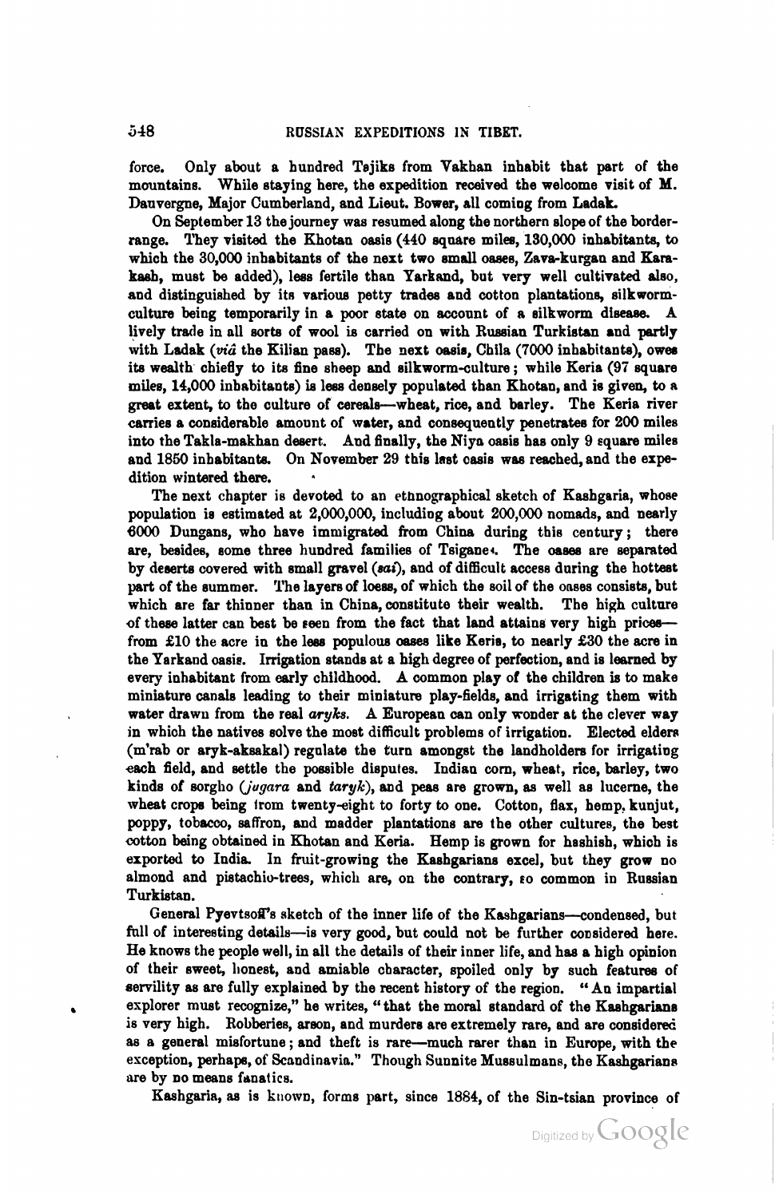force. Only about a hundred Tajiks from Vakhan inhabit that part of the mountains. While staying here, the expedition received the welcome visit of M. Dauvergne, Major Cumberland, and Lieut. Bower, all coming from Ladak.

On September 13 the journey was resumed along the northern slope of the border-range. They visited the Khotan oasis (440 square miles, 130,000 inhabitants, to which the 30,000 inhabitants of the next two small oases, Zava-kurgan and Kara-kash, must be added), less fertile than Yarkand, but very well cultivated also, and distinguished by its various petty trades and cotton plantations, silkworm-culture being temporarily in a poor state on account of a silkworm disease. A lively trade in all sorts of wool is carried on with Russian Turkistan and partly with Ladak (*viâ* the Kilian pass). The next oasis, Chila (7000 inhabitants), owes its wealth chiefly to its fine sheep and silkworm-culture; while Keria (97 square miles, 14,000 inhabitants) is less densely populated than Khotan, and is given, to a great extent, to the culture of cereals—wheat, rice, and barley. The Keria river carries a considerable amount of water, and consequently penetrates for 200 miles into the Takla-makhan desert. And finally, the Niya oasis has only 9 square miles and 1850 inhabitants. On November 29 this last oasis was reached, and the expedition wintered there.

The next chapter is devoted to an ethnographical sketch of Kashgaria, whose population is estimated at 2,000,000, including about 200,000 nomads, and nearly 6000 Dungans, who have immigrated from China during this century; there are, besides, some three hundred families of Tsiganes. The oases are separated by deserts covered with small gravel (*sai*), and of difficult access during the hottest part of the summer. The layers of loess, of which the soil of the oases consists, but which are far thinner than in China, constitute their wealth. The high culture of these latter can best be seen from the fact that land attains very high prices—from £10 the acre in the less populous oases like Keria, to nearly £30 the acre in the Yarkand oasis. Irrigation stands at a high degree of perfection, and is learned by every inhabitant from early childhood. A common play of the children is to make miniature canals leading to their miniature play-fields, and irrigating them with water drawn from the real *aryks*. A European can only wonder at the clever way in which the natives solve the most difficult problems of irrigation. Elected elders (m'rab or aryk-aksakal) regulate the turn amongst the landholders for irrigating each field, and settle the possible disputes. Indian corn, wheat, rice, barley, two kinds of sorgho (*jugara* and *taryk*), and peas are grown, as well as lucerne, the wheat crops being from twenty-eight to forty to one. Cotton, flax, hemp, kunjut, poppy, tobacco, saffron, and madder plantations are the other cultures, the best cotton being obtained in Khotan and Keria. Hemp is grown for hashish, which is exported to India. In fruit-growing the Kashgarians excel, but they grow no almond and pistachio-trees, which are, on the contrary, so common in Russian Turkistan.

General Pyevtsoff's sketch of the inner life of the Kashgarians—condensed, but full of interesting details—is very good, but could not be further considered here. He knows the people well, in all the details of their inner life, and has a high opinion of their sweet, honest, and amiable character, spoiled only by such features of servility as are fully explained by the recent history of the region. "An impartial explorer must recognize," he writes, "that the moral standard of the Kashgarians is very high. Robberies, arson, and murders are extremely rare, and are considered as a general misfortune; and theft is rare—much rarer than in Europe, with the exception, perhaps, of Scandinavia." Though Sunnite Mussulmans, the Kashgarians are by no means fanatics.

Kashgaria, as is known, forms part, since 1884, of the Sin-tsian province of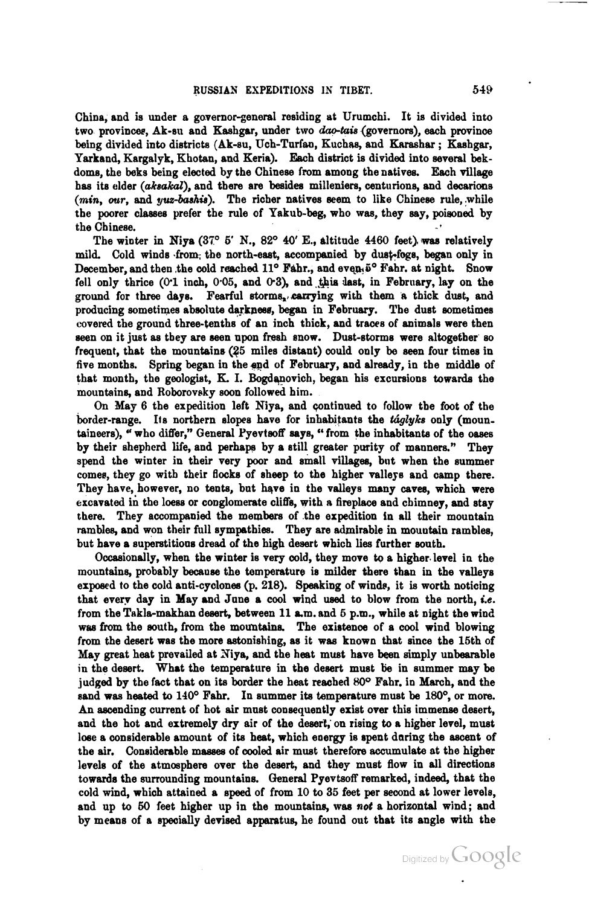China, and is under a governor-general residing at Urumchi. It is divided into two provinces, Ak-su and Kashgar, under two *dao-tais* (governors), each province being divided into districts (Ak-su, Uch-Turfan, Kuchas, and Karashar; Kashgar, Yarkand, Kargalyk, Khotan, and Keria). Each district is divided into several bekdoms, the beks being elected by the Chinese from among the natives. Each village has its elder (*aksakal*), and there are besides milleniers, centurions, and decarions (*min*, *our*, and *yuz-bashis*). The richer natives seem to like Chinese rule, while the poorer classes prefer the rule of Yakub-beg, who was, they say, poisoned by the Chinese.

The winter in Niya (37° 5′ N., 82° 40′ E., altitude 4460 feet) was relatively mild. Cold winds from the north-east, accompanied by dust-fogs, began only in December, and then the cold reached 11° Fahr., and even 5° Fahr. at night. Snow fell only thrice (0·1 inch, 0·05, and 0·3), and this last, in February, lay on the ground for three days. Fearful storms, carrying with them a thick dust, and producing sometimes absolute darkness, began in February. The dust sometimes covered the ground three-tenths of an inch thick, and traces of animals were then seen on it just as they are seen upon fresh snow. Dust-storms were altogether so frequent, that the mountains (25 miles distant) could only be seen four times in five months. Spring began in the end of February, and already, in the middle of that month, the geologist, K. I. Bogdanovich, began his excursions towards the mountains, and Roborovsky soon followed him.

On May 6 the expedition left Niya, and continued to follow the foot of the border-range. Its northern slopes have for inhabitants the *táglyks* only (mountaineers), "who differ," General Pyevtsoff says, "from the inhabitants of the oases by their shepherd life, and perhaps by a still greater purity of manners." They spend the winter in their very poor and small villages, but when the summer comes, they go with their flocks of sheep to the higher valleys and camp there. They have, however, no tents, but have in the valleys many caves, which were excavated in the loess or conglomerate cliffs, with a fireplace and chimney, and stay there. They accompanied the members of the expedition in all their mountain rambles, and won their full sympathies. They are admirable in mountain rambles, but have a superstitious dread of the high desert which lies further south.

Occasionally, when the winter is very cold, they move to a higher level in the mountains, probably because the temperature is milder there than in the valleys exposed to the cold anti-cyclones (p. 218). Speaking of winds, it is worth noticing that every day in May and June a cool wind used to blow from the north, *i.e.* from the Takla-makhan desert, between 11 a.m. and 5 p.m., while at night the wind was from the south, from the mountains. The existence of a cool wind blowing from the desert was the more astonishing, as it was known that since the 15th of May great heat prevailed at Niya, and the heat must have been simply unbearable in the desert. What the temperature in the desert must be in summer may be judged by the fact that on its border the heat reached 80° Fahr. in March, and the sand was heated to 140° Fahr. In summer its temperature must be 180°, or more. An ascending current of hot air must consequently exist over this immense desert, and the hot and extremely dry air of the desert, on rising to a higher level, must lose a considerable amount of its heat, which energy is spent during the ascent of the air. Considerable masses of cooled air must therefore accumulate at the higher levels of the atmosphere over the desert, and they must flow in all directions towards the surrounding mountains. General Pyevtsoff remarked, indeed, that the cold wind, which attained a speed of from 10 to 35 feet per second at lower levels, and up to 50 feet higher up in the mountains, was *not* a horizontal wind; and by means of a specially devised apparatus, he found out that its angle with the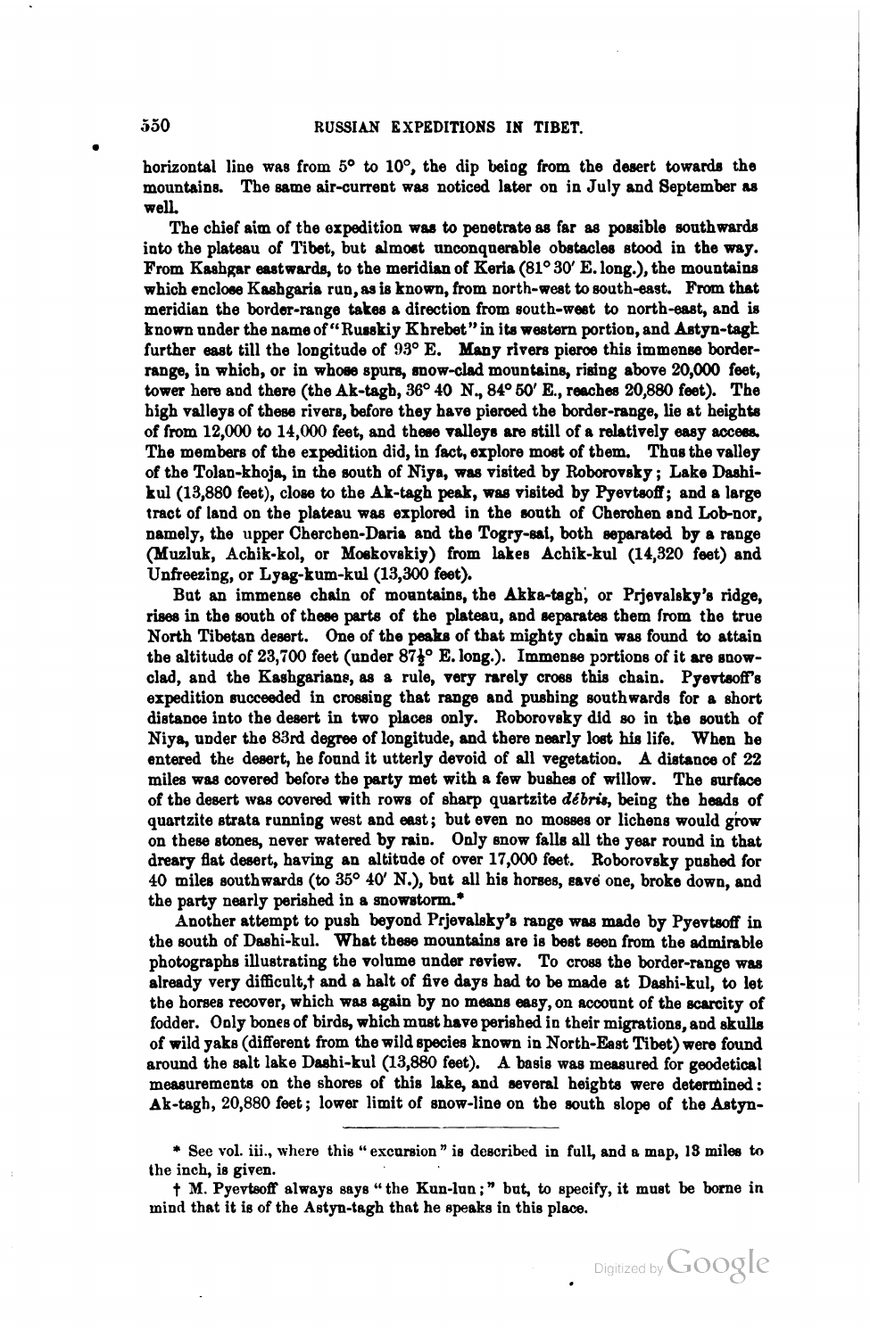horizontal line was from 5° to 10°, the dip being from the desert towards the mountains. The same air-current was noticed later on in July and September as well.

The chief aim of the expedition was to penetrate as far as possible southwards into the plateau of Tibet, but almost unconquerable obstacles stood in the way. From Kashgar eastwards, to the meridian of Keria (81° 30′ E. long.), the mountains which enclose Kashgaria run, as is known, from north-west to south-east. From that meridian the border-range takes a direction from south-west to north-east, and is known under the name of "Russkiy Khrebet" in its western portion, and Astyn-tagh further east till the longitude of 93° E. Many rivers pierce this immense border-range, in which, or in whose spurs, snow-clad mountains, rising above 20,000 feet, tower here and there (the Ak-tagh, 36° 40 N., 84° 50′ E., reaches 20,880 feet). The high valleys of these rivers, before they have pierced the border-range, lie at heights of from 12,000 to 14,000 feet, and these valleys are still of a relatively easy access. The members of the expedition did, in fact, explore most of them. Thus the valley of the Tolan-khoja, in the south of Niya, was visited by Roborovsky; Lake Dashi-kul (13,880 feet), close to the Ak-tagh peak, was visited by Pyevtsoff; and a large tract of land on the plateau was explored in the south of Cherchen and Lob-nor, namely, the upper Cherchen-Daria and the Togry-sai, both separated by a range (Muzluk, Achik-kol, or Moskovskiy) from lakes Achik-kul (14,320 feet) and Unfreezing, or Lyag-kum-kul (13,300 feet).

But an immense chain of mountains, the Akka-tagh, or Prjevalsky's ridge, rises in the south of these parts of the plateau, and separates them from the true North Tibetan desert. One of the peaks of that mighty chain was found to attain the altitude of 23,700 feet (under 87½° E. long.). Immense portions of it are snow-clad, and the Kashgarians, as a rule, very rarely cross this chain. Pyevtsoff's expedition succeeded in crossing that range and pushing southwards for a short distance into the desert in two places only. Roborovsky did so in the south of Niya, under the 83rd degree of longitude, and there nearly lost his life. When he entered the desert, he found it utterly devoid of all vegetation. A distance of 22 miles was covered before the party met with a few bushes of willow. The surface of the desert was covered with rows of sharp quartzite *débris*, being the heads of quartzite strata running west and east; but even no mosses or lichens would grow on these stones, never watered by rain. Only snow falls all the year round in that dreary flat desert, having an altitude of over 17,000 feet. Roborovsky pushed for 40 miles southwards (to 35° 40′ N.), but all his horses, save one, broke down, and the party nearly perished in a snowstorm.*

Another attempt to push beyond Prjevalsky's range was made by Pyevtsoff in the south of Dashi-kul. What these mountains are is best seen from the admirable photographs illustrating the volume under review. To cross the border-range was already very difficult,† and a halt of five days had to be made at Dashi-kul, to let the horses recover, which was again by no means easy, on account of the scarcity of fodder. Only bones of birds, which must have perished in their migrations, and skulls of wild yaks (different from the wild species known in North-East Tibet) were found around the salt lake Dashi-kul (13,880 feet). A basis was measured for geodetical measurements on the shores of this lake, and several heights were determined: Ak-tagh, 20,880 feet; lower limit of snow-line on the south slope of the Astyn-

* See vol. iii., where this "excursion" is described in full, and a map, 13 miles to the inch, is given.

† M. Pyevtsoff always says "the Kun-lun;" but, to specify, it must be borne in mind that it is of the Astyn-tagh that he speaks in this place.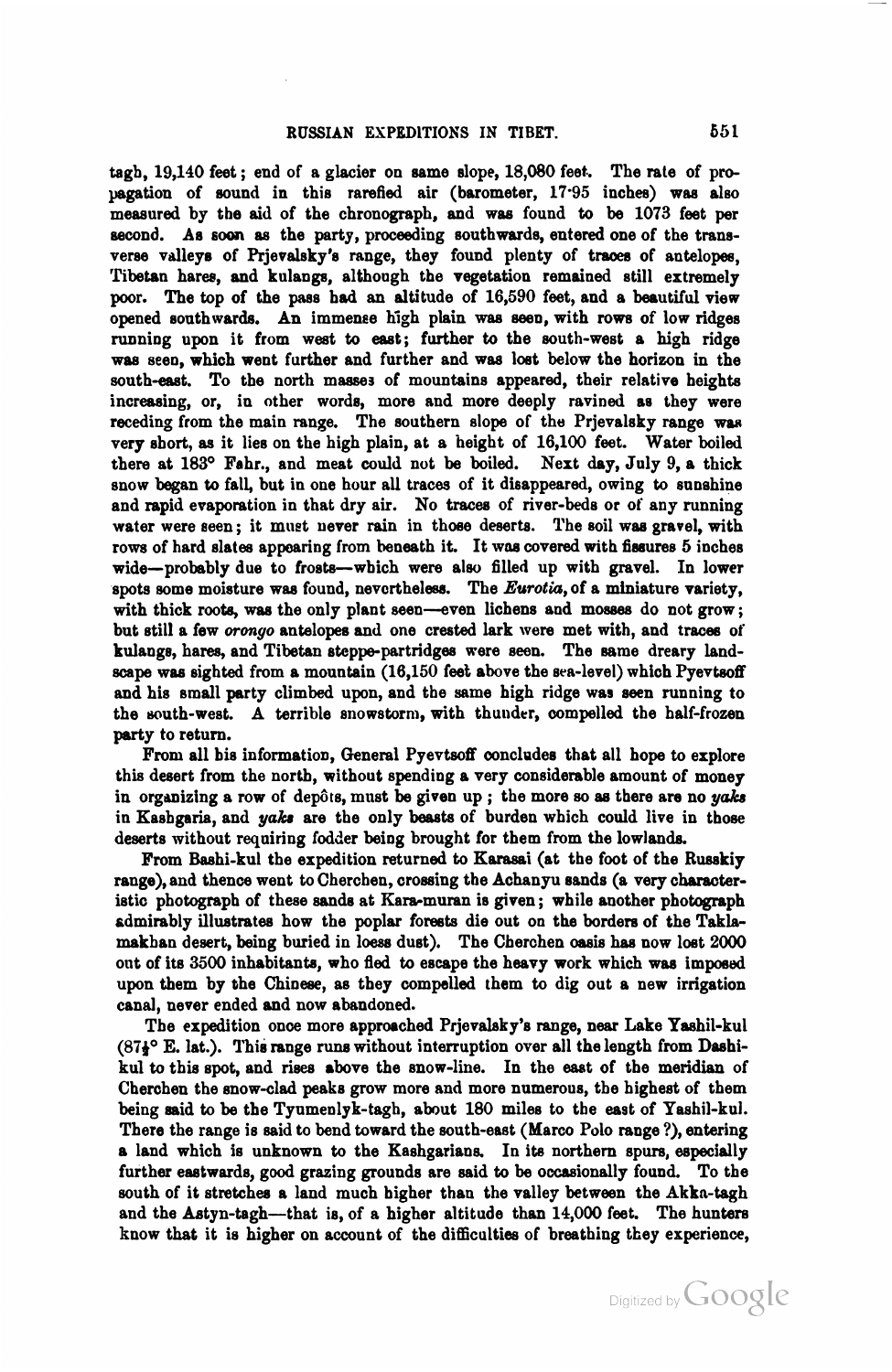tagh, 19,140 feet; end of a glacier on same slope, 18,080 feet. The rate of propagation of sound in this rarefied air (barometer, 17·95 inches) was also measured by the aid of the chronograph, and was found to be 1073 feet per second. As soon as the party, proceeding southwards, entered one of the transverse valleys of Prjevalsky's range, they found plenty of traces of antelopes, Tibetan hares, and kulangs, although the vegetation remained still extremely poor. The top of the pass had an altitude of 16,590 feet, and a beautiful view opened southwards. An immense high plain was seen, with rows of low ridges running upon it from west to east; further to the south-west a high ridge was seen, which went further and further and was lost below the horizon in the south-east. To the north masses of mountains appeared, their relative heights increasing, or, in other words, more and more deeply ravined as they were receding from the main range. The southern slope of the Prjevalsky range was very short, as it lies on the high plain, at a height of 16,100 feet. Water boiled there at 183° Fahr., and meat could not be boiled. Next day, July 9, a thick snow began to fall, but in one hour all traces of it disappeared, owing to sunshine and rapid evaporation in that dry air. No traces of river-beds or of any running water were seen; it must never rain in those deserts. The soil was gravel, with rows of hard slates appearing from beneath it. It was covered with fissures 5 inches wide—probably due to frosts—which were also filled up with gravel. In lower spots some moisture was found, nevertheless. The *Eurotia*, of a miniature variety, with thick roots, was the only plant seen—even lichens and mosses do not grow; but still a few *orongo* antelopes and one crested lark were met with, and traces of kulangs, hares, and Tibetan steppe-partridges were seen. The same dreary landscape was sighted from a mountain (16,150 feet above the sea-level) which Pyevtsoff and his small party climbed upon, and the same high ridge was seen running to the south-west. A terrible snowstorm, with thunder, compelled the half-frozen party to return.

From all his information, General Pyevtsoff concludes that all hope to explore this desert from the north, without spending a very considerable amount of money in organizing a row of depôts, must be given up; the more so as there are no *yaks* in Kashgaria, and *yaks* are the only beasts of burden which could live in those deserts without requiring fodder being brought for them from the lowlands.

From Bashi-kul the expedition returned to Karasai (at the foot of the Russkiy range), and thence went to Cherchen, crossing the Achanyu sands (a very characteristic photograph of these sands at Kara-muran is given; while another photograph admirably illustrates how the poplar forests die out on the borders of the Takla-makhan desert, being buried in loess dust). The Cherchen oasis has now lost 2000 out of its 3500 inhabitants, who fled to escape the heavy work which was imposed upon them by the Chinese, as they compelled them to dig out a new irrigation canal, never ended and now abandoned.

The expedition once more approached Prjevalsky's range, near Lake Yashil-kul (87½° E. lat.). This range runs without interruption over all the length from Dashi-kul to this spot, and rises above the snow-line. In the east of the meridian of Cherchen the snow-clad peaks grow more and more numerous, the highest of them being said to be the Tyumenlyk-tagh, about 180 miles to the east of Yashil-kul. There the range is said to bend toward the south-east (Marco Polo range?), entering a land which is unknown to the Kashgarians. In its northern spurs, especially further eastwards, good grazing grounds are said to be occasionally found. To the south of it stretches a land much higher than the valley between the Akka-tagh and the Astyn-tagh—that is, of a higher altitude than 14,000 feet. The hunters know that it is higher on account of the difficulties of breathing they experience,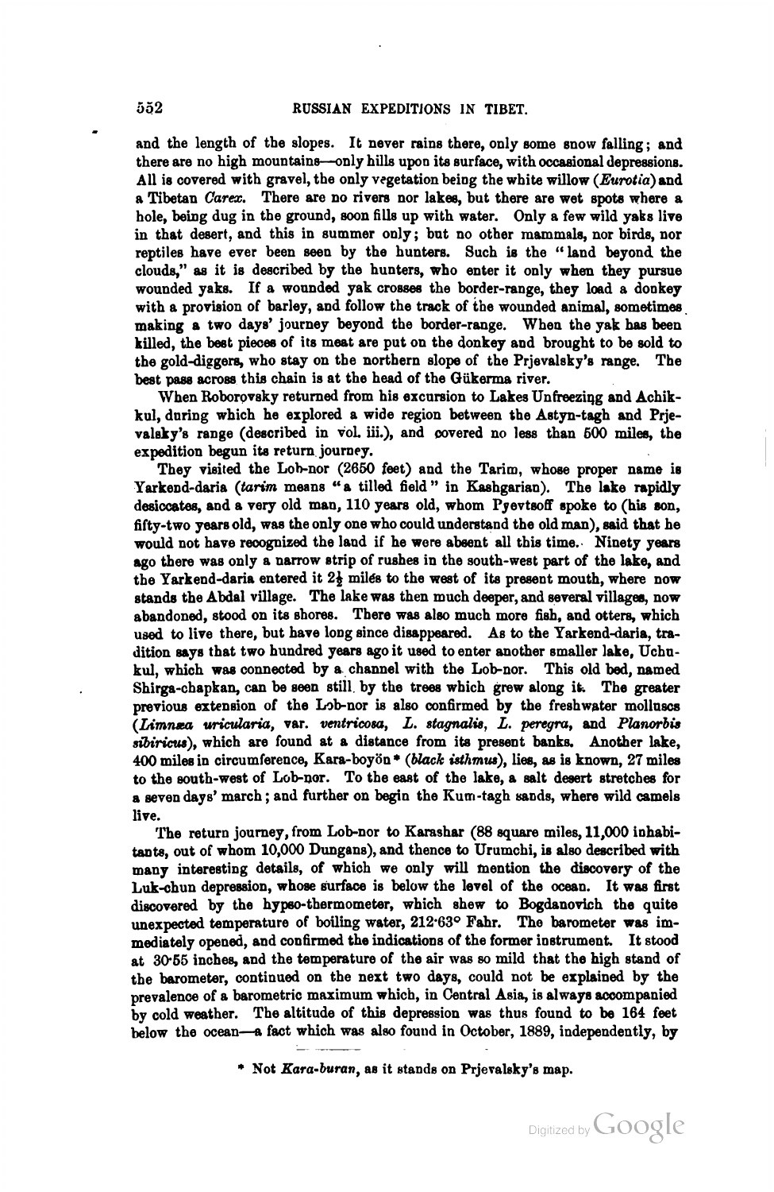and the length of the slopes. It never rains there, only some snow falling; and there are no high mountains—only hills upon its surface, with occasional depressions. All is covered with gravel, the only vegetation being the white willow (*Eurotia*) and a Tibetan *Carex*. There are no rivers nor lakes, but there are wet spots where a hole, being dug in the ground, soon fills up with water. Only a few wild yaks live in that desert, and this in summer only; but no other mammals, nor birds, nor reptiles have ever been seen by the hunters. Such is the "land beyond the clouds," as it is described by the hunters, who enter it only when they pursue wounded yaks. If a wounded yak crosses the border-range, they load a donkey with a provision of barley, and follow the track of the wounded animal, sometimes making a two days' journey beyond the border-range. When the yak has been killed, the best pieces of its meat are put on the donkey and brought to be sold to the gold-diggers, who stay on the northern slope of the Prjevalsky's range. The best pass across this chain is at the head of the Gükerma river.

When Roborovsky returned from his excursion to Lakes Unfreezing and Achik-kul, during which he explored a wide region between the Astyn-tagh and Prjevalsky's range (described in vol. iii.), and covered no less than 500 miles, the expedition begun its return journey.

They visited the Lob-nor (2650 feet) and the Tarim, whose proper name is Yarkend-daria (*tarim* means "a tilled field" in Kashgarian). The lake rapidly desiccates, and a very old man, 110 years old, whom Pyevtsoff spoke to (his son, fifty-two years old, was the only one who could understand the old man), said that he would not have recognized the land if he were absent all this time. Ninety years ago there was only a narrow strip of rushes in the south-west part of the lake, and the Yarkend-daria entered it 2½ miles to the west of its present mouth, where now stands the Abdal village. The lake was then much deeper, and several villages, now abandoned, stood on its shores. There was also much more fish, and otters, which used to live there, but have long since disappeared. As to the Yarkend-daria, tradition says that two hundred years ago it used to enter another smaller lake, Uchu-kul, which was connected by a channel with the Lob-nor. This old bed, named Shirga-chapkan, can be seen still by the trees which grew along it. The greater previous extension of the Lob-nor is also confirmed by the freshwater molluscs (*Limnæa uricularia*, var. *ventricosa*, *L. stagnalis*, *L. peregra*, and *Planorbis sibiricus*), which are found at a distance from its present banks. Another lake, 400 miles in circumference, Kara-boyön* (*black isthmus*), lies, as is known, 27 miles to the south-west of Lob-nor. To the east of the lake, a salt desert stretches for a seven days' march; and further on begin the Kum-tagh sands, where wild camels live.

The return journey, from Lob-nor to Karashar (88 square miles, 11,000 inhabitants, out of whom 10,000 Dungans), and thence to Urumchi, is also described with many interesting details, of which we only will mention the discovery of the Luk-chun depression, whose surface is below the level of the ocean. It was first discovered by the hypso-thermometer, which shew to Bogdanovich the quite unexpected temperature of boiling water, 212·63° Fahr. The barometer was immediately opened, and confirmed the indications of the former instrument. It stood at 30·55 inches, and the temperature of the air was so mild that the high stand of the barometer, continued on the next two days, could not be explained by the prevalence of a barometric maximum which, in Central Asia, is always accompanied by cold weather. The altitude of this depression was thus found to be 164 feet below the ocean—a fact which was also found in October, 1889, independently, by

\* Not *Kara-buran*, as it stands on Prjevalsky's map.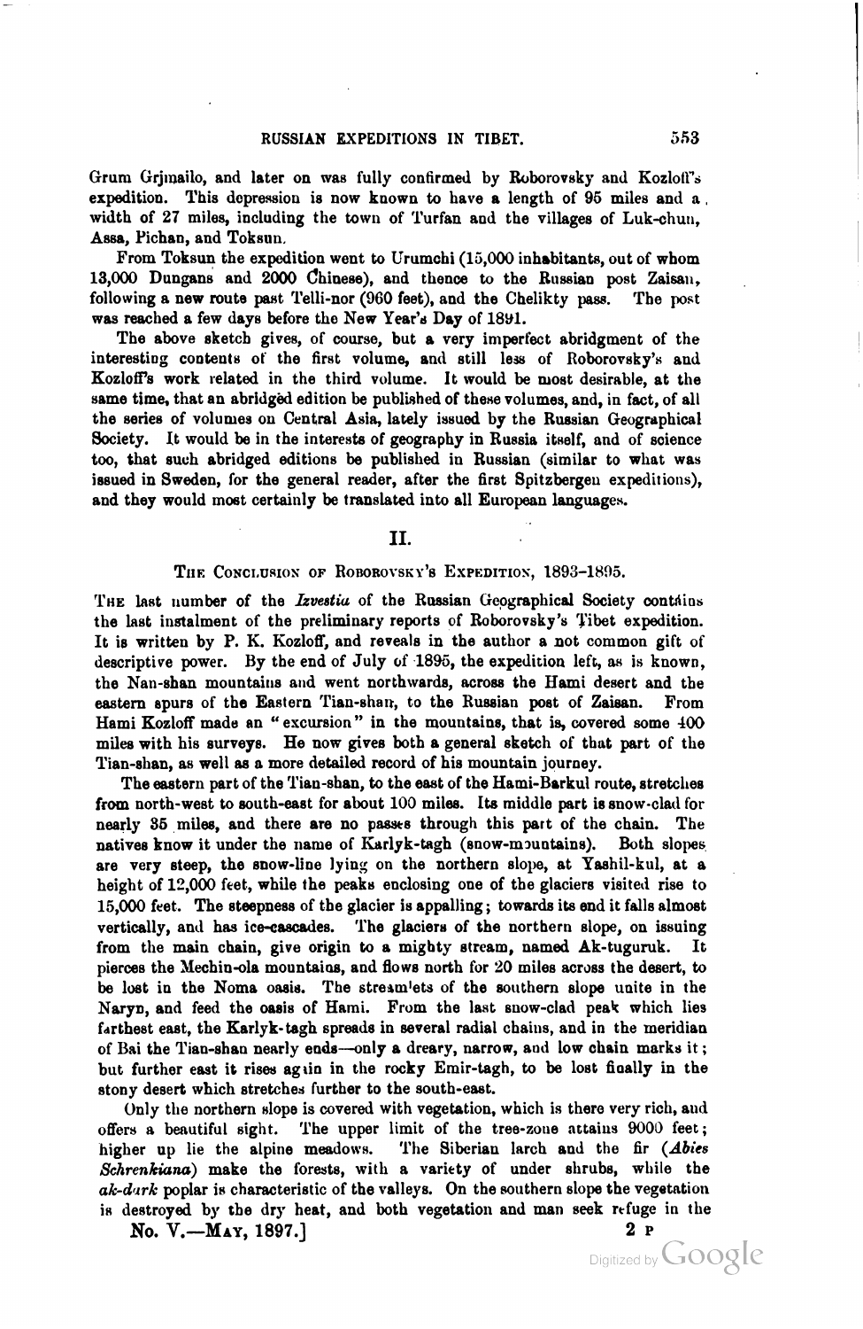Grum Grjimailo, and later on was fully confirmed by Roborovsky and Kozloff's expedition. This depression is now known to have a length of 95 miles and a width of 27 miles, including the town of Turfan and the villages of Luk-chun, Assa, Pichan, and Toksun.

From Toksun the expedition went to Urumchi (15,000 inhabitants, out of whom 13,000 Dungans and 2000 Chinese), and thence to the Russian post Zaisan, following a new route past Telli-nor (960 feet), and the Chelikty pass. The post was reached a few days before the New Year's Day of 1891.

The above sketch gives, of course, but a very imperfect abridgment of the interesting contents of the first volume, and still less of Roborovsky's and Kozloff's work related in the third volume. It would be most desirable, at the same time, that an abridged edition be published of these volumes, and, in fact, of all the series of volumes on Central Asia, lately issued by the Russian Geographical Society. It would be in the interests of geography in Russia itself, and of science too, that such abridged editions be published in Russian (similar to what was issued in Sweden, for the general reader, after the first Spitzbergen expeditions), and they would most certainly be translated into all European languages.

## II.

### The Conclusion of Roborovsky's Expedition, 1893–1895.

The last number of the *Izvestia* of the Russian Geographical Society contains the last instalment of the preliminary reports of Roborovsky's Tibet expedition. It is written by P. K. Kozloff, and reveals in the author a not common gift of descriptive power. By the end of July of 1895, the expedition left, as is known, the Nan-shan mountains and went northwards, across the Hami desert and the eastern spurs of the Eastern Tian-shan, to the Russian post of Zaisan. From Hami Kozloff made an "excursion" in the mountains, that is, covered some 400 miles with his surveys. He now gives both a general sketch of that part of the Tian-shan, as well as a more detailed record of his mountain journey.

The eastern part of the Tian-shan, to the east of the Hami-Barkul route, stretches from north-west to south-east for about 100 miles. Its middle part is snow-clad for nearly 35 miles, and there are no passes through this part of the chain. The natives know it under the name of Karlyk-tagh (snow-mountains). Both slopes are very steep, the snow-line lying on the northern slope, at Yashil-kul, at a height of 12,000 feet, while the peaks enclosing one of the glaciers visited rise to 15,000 feet. The steepness of the glacier is appalling; towards its end it falls almost vertically, and has ice-cascades. The glaciers of the northern slope, on issuing from the main chain, give origin to a mighty stream, named Ak-tuguruk. It pierces the Mechin-ola mountains, and flows north for 20 miles across the desert, to be lost in the Noma oasis. The streamlets of the southern slope unite in the Naryn, and feed the oasis of Hami. From the last snow-clad peak which lies farthest east, the Karlyk-tagh spreads in several radial chains, and in the meridian of Bai the Tian-shan nearly ends—only a dreary, narrow, and low chain marks it; but further east it rises again in the rocky Emir-tagh, to be lost finally in the stony desert which stretches further to the south-east.

Only the northern slope is covered with vegetation, which is there very rich, and offers a beautiful sight. The upper limit of the tree-zone attains 9000 feet; higher up lie the alpine meadows. The Siberian larch and the fir (*Abies Schrenkiana*) make the forests, with a variety of under shrubs, while the *ak-dark* poplar is characteristic of the valleys. On the southern slope the vegetation is destroyed by the dry heat, and both vegetation and man seek refuge in the

No. V.—May, 1897.] 2 P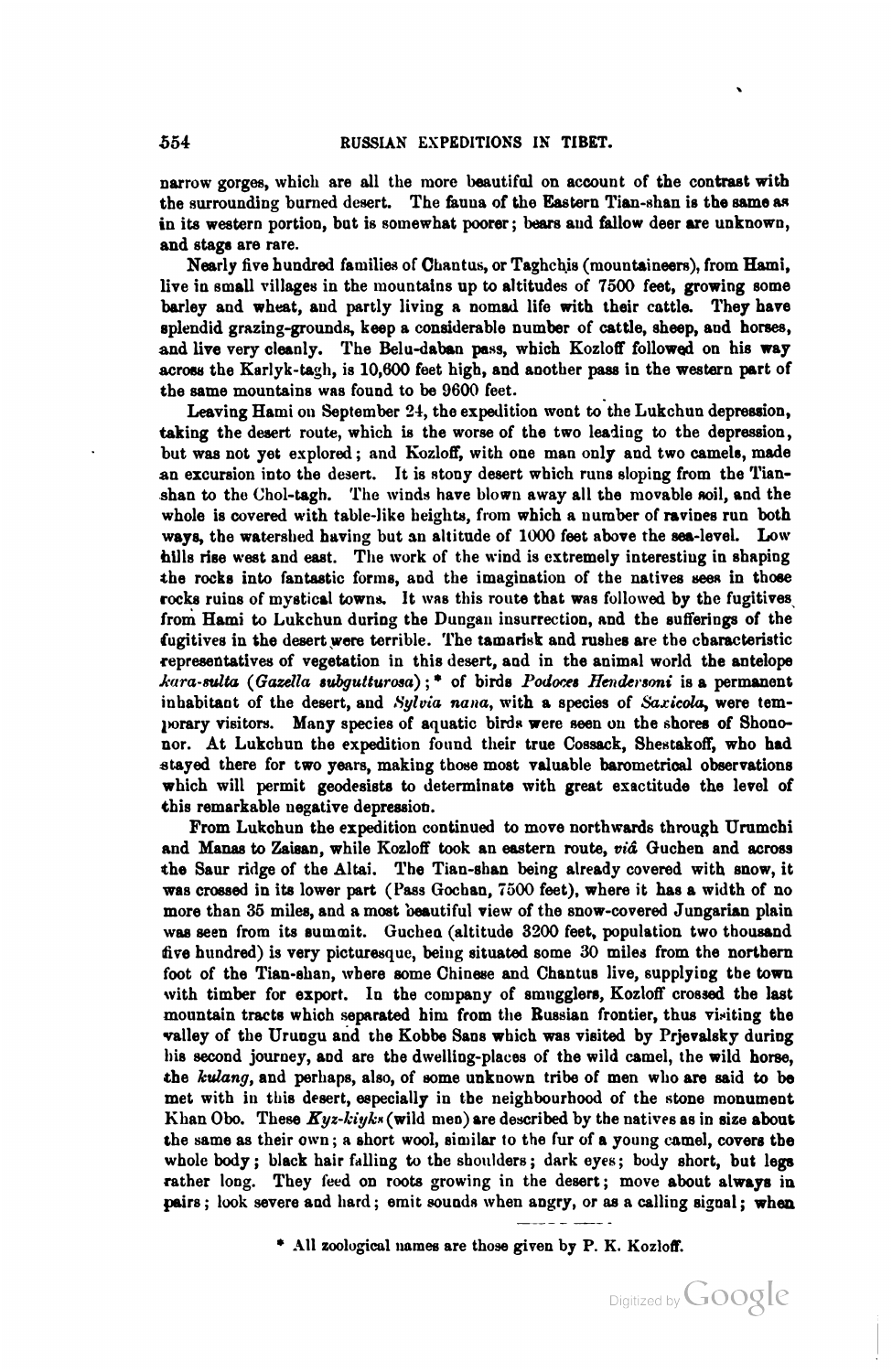narrow gorges, which are all the more beautiful on account of the contrast with the surrounding burned desert. The fauna of the Eastern Tian-shan is the same as in its western portion, but is somewhat poorer; bears and fallow deer are unknown, and stags are rare.

Nearly five hundred families of Chantus, or Taghchis (mountaineers), from Hami, live in small villages in the mountains up to altitudes of 7500 feet, growing some barley and wheat, and partly living a nomad life with their cattle. They have splendid grazing-grounds, keep a considerable number of cattle, sheep, and horses, and live very cleanly. The Belu-daban pass, which Kozloff followed on his way across the Karlyk-tagh, is 10,600 feet high, and another pass in the western part of the same mountains was found to be 9600 feet.

Leaving Hami on September 24, the expedition went to the Lukchun depression, taking the desert route, which is the worse of the two leading to the depression, but was not yet explored; and Kozloff, with one man only and two camels, made an excursion into the desert. It is stony desert which runs sloping from the Tian-shan to the Chol-tagh. The winds have blown away all the movable soil, and the whole is covered with table-like heights, from which a number of ravines run both ways, the watershed having but an altitude of 1000 feet above the sea-level. Low hills rise west and east. The work of the wind is extremely interesting in shaping the rocks into fantastic forms, and the imagination of the natives sees in those rocks ruins of mystical towns. It was this route that was followed by the fugitives from Hami to Lukchun during the Dungan insurrection, and the sufferings of the fugitives in the desert were terrible. The tamarisk and rushes are the characteristic representatives of vegetation in this desert, and in the animal world the antelope *kara-sulta* (*Gazella subgutturosa*);* of birds *Podoces Hendersoni* is a permanent inhabitant of the desert, and *Sylvia nana*, with a species of *Saxicola*, were temporary visitors. Many species of aquatic birds were seen on the shores of Shononor. At Lukchun the expedition found their true Cossack, Shestakoff, who had stayed there for two years, making those most valuable barometrical observations which will permit geodesists to determinate with great exactitude the level of this remarkable negative depression.

From Lukchun the expedition continued to move northwards through Urumchi and Manas to Zaisan, while Kozloff took an eastern route, *viâ* Guchen and across the Saur ridge of the Altai. The Tian-shan being already covered with snow, it was crossed in its lower part (Pass Gochan, 7500 feet), where it has a width of no more than 35 miles, and a most beautiful view of the snow-covered Jungarian plain was seen from its summit. Guchen (altitude 3200 feet, population two thousand five hundred) is very picturesque, being situated some 30 miles from the northern foot of the Tian-shan, where some Chinese and Chantus live, supplying the town with timber for export. In the company of smugglers, Kozloff crossed the last mountain tracts which separated him from the Russian frontier, thus visiting the valley of the Urungu and the Kobbe Sans which was visited by Prjevalsky during his second journey, and are the dwelling-places of the wild camel, the wild horse, the *kulang*, and perhaps, also, of some unknown tribe of men who are said to be met with in this desert, especially in the neighbourhood of the stone monument Khan Obo. These *Kyz-kiyks* (wild men) are described by the natives as in size about the same as their own; a short wool, similar to the fur of a young camel, covers the whole body; black hair falling to the shoulders; dark eyes; body short, but legs rather long. They feed on roots growing in the desert; move about always in pairs; look severe and hard; emit sounds when angry, or as a calling signal; when

\* All zoological names are those given by P. K. Kozloff.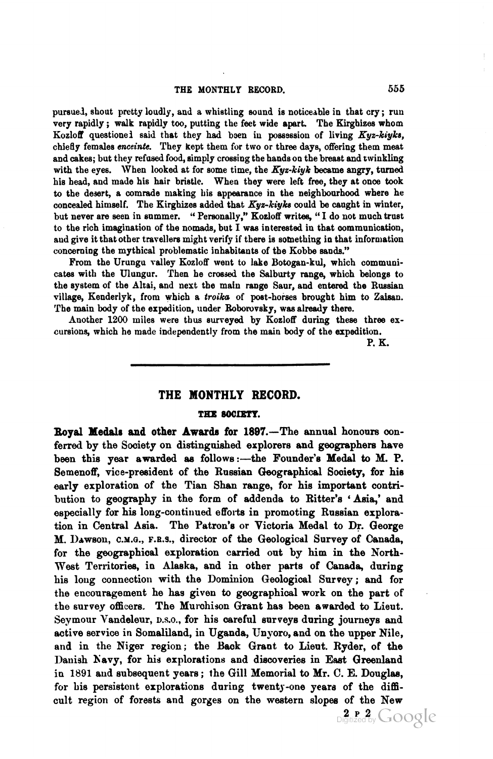pursued, shout pretty loudly, and a whistling sound is noticeable in that cry; run very rapidly; walk rapidly too, putting the feet wide apart. The Kirghizes whom Kozloff questioned said that they had been in possession of living *Kyz-kiyks*, chiefly females *enceinte*. They kept them for two or three days, offering them meat and cakes; but they refused food, simply crossing the hands on the breast and twinkling with the eyes. When looked at for some time, the *Kyz-kiyk* became angry, turned his head, and made his hair bristle. When they were left free, they at once took to the desert, a comrade making his appearance in the neighbourhood where he concealed himself. The Kirghizes added that *Kyz-kiyks* could be caught in winter, but never are seen in summer. "Personally," Kozloff writes, "I do not much trust to the rich imagination of the nomads, but I was interested in that communication, and give it that other travellers might verify if there is something in that information concerning the mythical problematic inhabitants of the Kobbe sands."

From the Urungu valley Kozloff went to lake Botogan-kul, which communicates with the Ulungur. Then he crossed the Salburty range, which belongs to the system of the Altai, and next the main range Saur, and entered the Russian village, Kenderlyk, from which a *troika* of post-horses brought him to Zaisan. The main body of the expedition, under Roborovsky, was already there.

Another 1200 miles were thus surveyed by Kozloff during these three excursions, which he made independently from the main body of the expedition.

P. K.

---

## THE MONTHLY RECORD.

### THE SOCIETY.

**Royal Medals and other Awards for 1897.**—The annual honours conferred by the Society on distinguished explorers and geographers have been this year awarded as follows:—the Founder's Medal to M. P. Semenoff, vice-president of the Russian Geographical Society, for his early exploration of the Tian Shan range, for his important contribution to geography in the form of addenda to Ritter's 'Asia,' and especially for his long-continued efforts in promoting Russian exploration in Central Asia. The Patron's or Victoria Medal to Dr. George M. Dawson, C.M.G., F.R.S., director of the Geological Survey of Canada, for the geographical exploration carried out by him in the North-West Territories, in Alaska, and in other parts of Canada, during his long connection with the Dominion Geological Survey; and for the encouragement he has given to geographical work on the part of the survey officers. The Murchison Grant has been awarded to Lieut. Seymour Vandeleur, D.S.O., for his careful surveys during journeys and active service in Somaliland, in Uganda, Unyoro, and on the upper Nile, and in the Niger region; the Back Grant to Lieut. Ryder, of the Danish Navy, for his explorations and discoveries in East Greenland in 1891 and subsequent years; the Gill Memorial to Mr. C. E. Douglas, for his persistent explorations during twenty-one years of the difficult region of forests and gorges on the western slopes of the New